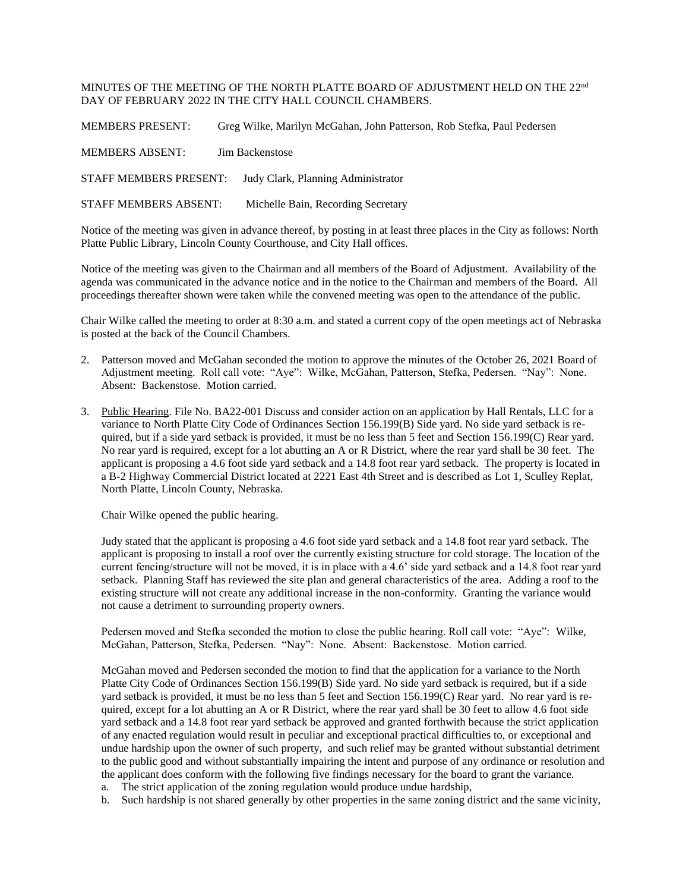MINUTES OF THE MEETING OF THE NORTH PLATTE BOARD OF ADJUSTMENT HELD ON THE 22nd DAY OF FEBRUARY 2022 IN THE CITY HALL COUNCIL CHAMBERS.

MEMBERS PRESENT: Greg Wilke, Marilyn McGahan, John Patterson, Rob Stefka, Paul Pedersen

MEMBERS ABSENT: Jim Backenstose

STAFF MEMBERS PRESENT: Judy Clark, Planning Administrator

STAFF MEMBERS ABSENT: Michelle Bain, Recording Secretary

Notice of the meeting was given in advance thereof, by posting in at least three places in the City as follows: North Platte Public Library, Lincoln County Courthouse, and City Hall offices.

Notice of the meeting was given to the Chairman and all members of the Board of Adjustment. Availability of the agenda was communicated in the advance notice and in the notice to the Chairman and members of the Board. All proceedings thereafter shown were taken while the convened meeting was open to the attendance of the public.

Chair Wilke called the meeting to order at 8:30 a.m. and stated a current copy of the open meetings act of Nebraska is posted at the back of the Council Chambers.

2. Patterson moved and McGahan seconded the motion to approve the minutes of the October 26, 2021 Board of Adjustment meeting. Roll call vote: "Aye": Wilke, McGahan, Patterson, Stefka, Pedersen. "Nay": None. Absent: Backenstose. Motion carried.

3. Public Hearing. File No. BA22-001 Discuss and consider action on an application by Hall Rentals, LLC for a variance to North Platte City Code of Ordinances Section 156.199(B) Side yard. No side yard setback is required, but if a side yard setback is provided, it must be no less than 5 feet and Section 156.199(C) Rear yard. No rear yard is required, except for a lot abutting an A or R District, where the rear yard shall be 30 feet. The applicant is proposing a 4.6 foot side yard setback and a 14.8 foot rear yard setback. The property is located in a B-2 Highway Commercial District located at 2221 East 4th Street and is described as Lot 1, Sculley Replat, North Platte, Lincoln County, Nebraska.

   Chair Wilke opened the public hearing.

   Judy stated that the applicant is proposing a 4.6 foot side yard setback and a 14.8 foot rear yard setback. The applicant is proposing to install a roof over the currently existing structure for cold storage. The location of the current fencing/structure will not be moved, it is in place with a 4.6' side yard setback and a 14.8 foot rear yard setback. Planning Staff has reviewed the site plan and general characteristics of the area. Adding a roof to the existing structure will not create any additional increase in the non-conformity. Granting the variance would not cause a detriment to surrounding property owners.

   Pedersen moved and Stefka seconded the motion to close the public hearing. Roll call vote: "Aye": Wilke, McGahan, Patterson, Stefka, Pedersen. "Nay": None. Absent: Backenstose. Motion carried.

   McGahan moved and Pedersen seconded the motion to find that the application for a variance to the North Platte City Code of Ordinances Section 156.199(B) Side yard. No side yard setback is required, but if a side yard setback is provided, it must be no less than 5 feet and Section 156.199(C) Rear yard. No rear yard is required, except for a lot abutting an A or R District, where the rear yard shall be 30 feet to allow 4.6 foot side yard setback and a 14.8 foot rear yard setback be approved and granted forthwith because the strict application of any enacted regulation would result in peculiar and exceptional practical difficulties to, or exceptional and undue hardship upon the owner of such property, and such relief may be granted without substantial detriment to the public good and without substantially impairing the intent and purpose of any ordinance or resolution and the applicant does conform with the following five findings necessary for the board to grant the variance.

   a. The strict application of the zoning regulation would produce undue hardship,
   b. Such hardship is not shared generally by other properties in the same zoning district and the same vicinity,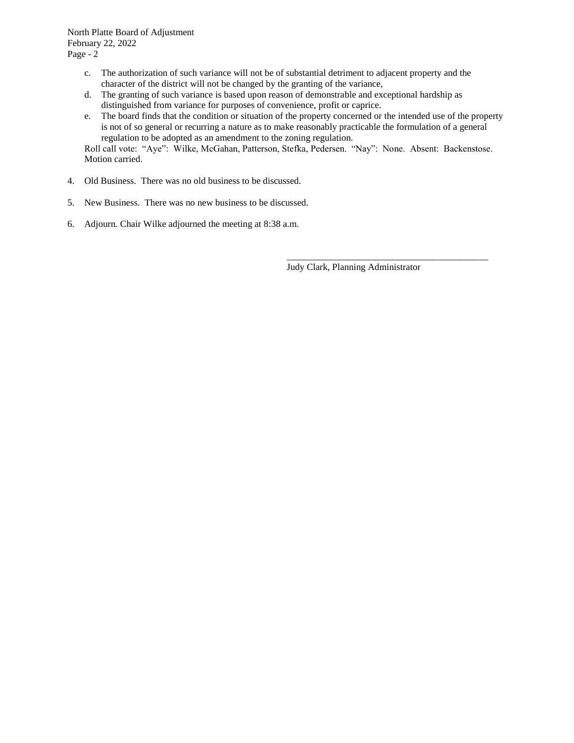c. The authorization of such variance will not be of substantial detriment to adjacent property and the character of the district will not be changed by the granting of the variance,
d. The granting of such variance is based upon reason of demonstrable and exceptional hardship as distinguished from variance for purposes of convenience, profit or caprice.
e. The board finds that the condition or situation of the property concerned or the intended use of the property is not of so general or recurring a nature as to make reasonably practicable the formulation of a general regulation to be adopted as an amendment to the zoning regulation.

Roll call vote: "Aye": Wilke, McGahan, Patterson, Stefka, Pedersen. "Nay": None. Absent: Backenstose. Motion carried.

4. Old Business. There was no old business to be discussed.

5. New Business. There was no new business to be discussed.

6. Adjourn. Chair Wilke adjourned the meeting at 8:38 a.m.

\_\_\_\_\_\_\_\_\_\_\_\_\_\_\_\_\_\_\_\_\_\_\_\_\_\_\_\_\_\_\_\_\_\_\_\_\_\_\_\_\_\_\_\_

Judy Clark, Planning Administrator